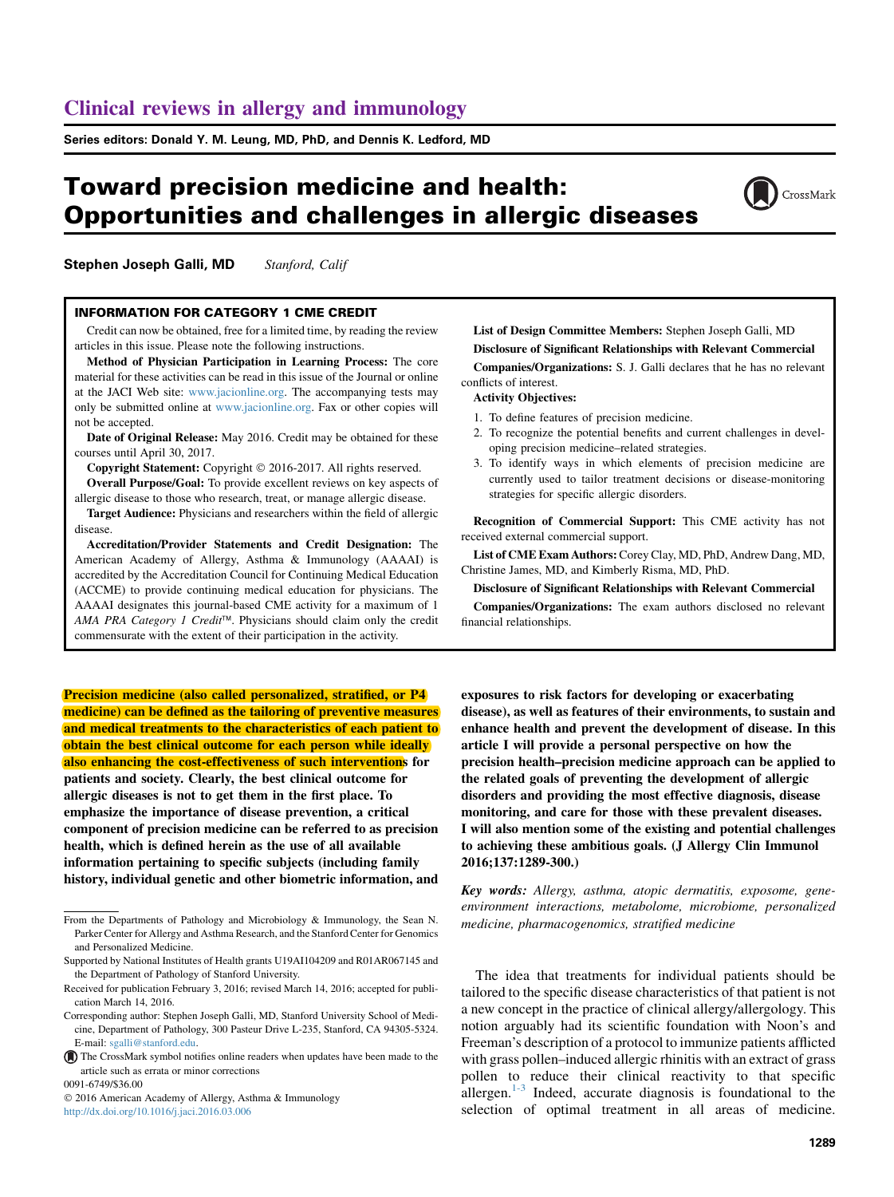## Clinical reviews in allergy and immunology

**Series editors: Donald Y. M. Leung, MD, PhD, and Dennis K. Ledford, MD**

# Toward precision medicine and health: Opportunities and challenges in allergic diseases

**Stephen Joseph Galli, MD** *Stanford, Calif*

### INFORMATION FOR CATEGORY 1 CME CREDIT

Credit can now be obtained, free for a limited time, by reading the review articles in this issue. Please note the following instructions.

**Method of Physician Participation in Learning Process:** The core material for these activities can be read in this issue of the Journal or online at the JACI Web site: www.jacionline.org. The accompanying tests may only be submitted online at www.jacionline.org. Fax or other copies will not be accepted.

**Date of Original Release:** May 2016. Credit may be obtained for these courses until April 30, 2017.

**Copyright Statement:** Copyright © 2016-2017. All rights reserved.

**Overall Purpose/Goal:** To provide excellent reviews on key aspects of allergic disease to those who research, treat, or manage allergic disease.

**Target Audience:** Physicians and researchers within the field of allergic disease.

**Accreditation/Provider Statements and Credit Designation:** The American Academy of Allergy, Asthma & Immunology (AAAAI) is accredited by the Accreditation Council for Continuing Medical Education (ACCME) to provide continuing medical education for physicians. The AAAAI designates this journal-based CME activity for a maximum of 1 *AMA PRA Category 1 Credit*™. Physicians should claim only the credit commensurate with the extent of their participation in the activity.

**List of Design Committee Members:** Stephen Joseph Galli, MD

**Disclosure of Significant Relationships with Relevant Commercial Companies/Organizations:** S. J. Galli declares that he has no relevant conflicts of interest.

**Activity Objectives:**

1. To define features of precision medicine.
2. To recognize the potential benefits and current challenges in developing precision medicine–related strategies.
3. To identify ways in which elements of precision medicine are currently used to tailor treatment decisions or disease-monitoring strategies for specific allergic disorders.

**Recognition of Commercial Support:** This CME activity has not received external commercial support.

**List of CME Exam Authors:** Corey Clay, MD, PhD, Andrew Dang, MD, Christine James, MD, and Kimberly Risma, MD, PhD.

**Disclosure of Significant Relationships with Relevant Commercial Companies/Organizations:** The exam authors disclosed no relevant financial relationships.

**Precision medicine (also called personalized, stratified, or P4 medicine) can be defined as the tailoring of preventive measures and medical treatments to the characteristics of each patient to obtain the best clinical outcome for each person while ideally also enhancing the cost-effectiveness of such interventions for patients and society. Clearly, the best clinical outcome for allergic diseases is not to get them in the first place. To emphasize the importance of disease prevention, a critical component of precision medicine can be referred to as precision health, which is defined herein as the use of all available information pertaining to specific subjects (including family history, individual genetic and other biometric information, and exposures to risk factors for developing or exacerbating disease), as well as features of their environments, to sustain and enhance health and prevent the development of disease. In this article I will provide a personal perspective on how the precision health–precision medicine approach can be applied to the related goals of preventing the development of allergic disorders and providing the most effective diagnosis, disease monitoring, and care for those with these prevalent diseases. I will also mention some of the existing and potential challenges to achieving these ambitious goals. (J Allergy Clin Immunol 2016;137:1289-300.)**

***Key words:*** *Allergy, asthma, atopic dermatitis, exposome, gene-environment interactions, metabolome, microbiome, personalized medicine, pharmacogenomics, stratified medicine*

From the Departments of Pathology and Microbiology & Immunology, the Sean N. Parker Center for Allergy and Asthma Research, and the Stanford Center for Genomics and Personalized Medicine.

Supported by National Institutes of Health grants U19AI104209 and R01AR067145 and the Department of Pathology of Stanford University.

Received for publication February 3, 2016; revised March 14, 2016; accepted for publication March 14, 2016.

Corresponding author: Stephen Joseph Galli, MD, Stanford University School of Medicine, Department of Pathology, 300 Pasteur Drive L-235, Stanford, CA 94305-5324. E-mail: sgalli@stanford.edu.

The CrossMark symbol notifies online readers when updates have been made to the article such as errata or minor corrections

0091-6749/$36.00

© 2016 American Academy of Allergy, Asthma & Immunology

http://dx.doi.org/10.1016/j.jaci.2016.03.006

The idea that treatments for individual patients should be tailored to the specific disease characteristics of that patient is not a new concept in the practice of clinical allergy/allergology. This notion arguably had its scientific foundation with Noon's and Freeman's description of a protocol to immunize patients afflicted with grass pollen–induced allergic rhinitis with an extract of grass pollen to reduce their clinical reactivity to that specific allergen.[1-3] Indeed, accurate diagnosis is foundational to the selection of optimal treatment in all areas of medicine.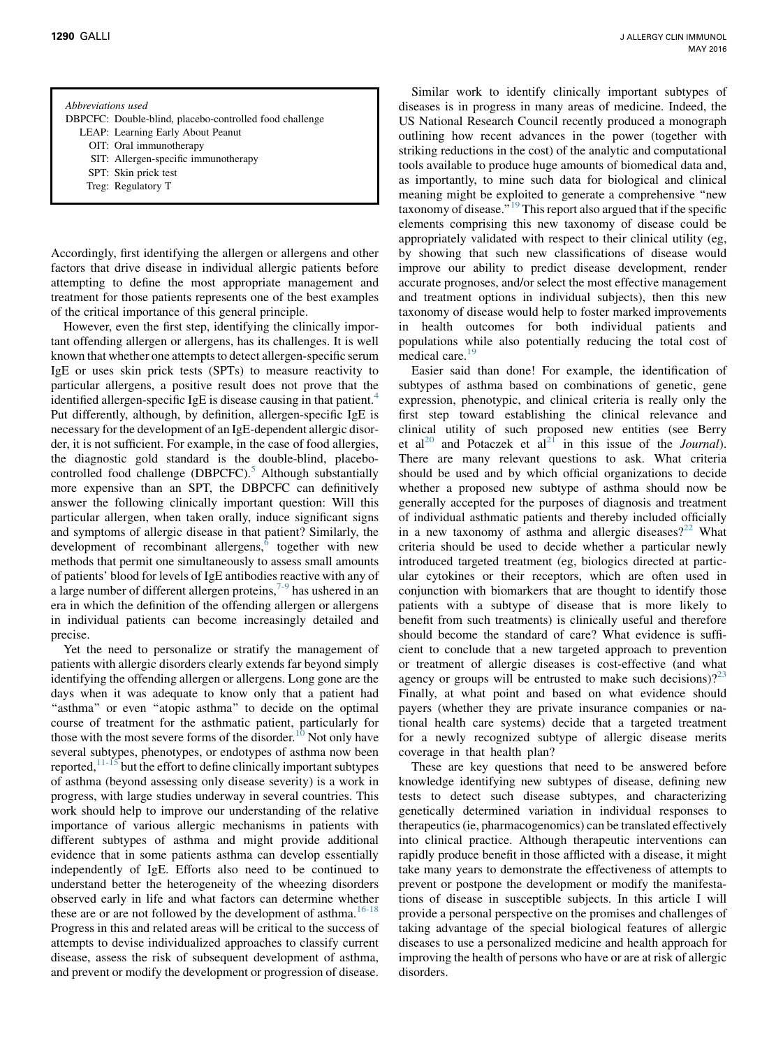| Abbreviations used | |
|---|---|
| DBPCFC: | Double-blind, placebo-controlled food challenge |
| LEAP: | Learning Early About Peanut |
| OIT: | Oral immunotherapy |
| SIT: | Allergen-specific immunotherapy |
| SPT: | Skin prick test |
| Treg: | Regulatory T |

Accordingly, first identifying the allergen or allergens and other factors that drive disease in individual allergic patients before attempting to define the most appropriate management and treatment for those patients represents one of the best examples of the critical importance of this general principle.

However, even the first step, identifying the clinically important offending allergen or allergens, has its challenges. It is well known that whether one attempts to detect allergen-specific serum IgE or uses skin prick tests (SPTs) to measure reactivity to particular allergens, a positive result does not prove that the identified allergen-specific IgE is disease causing in that patient.[4] Put differently, although, by definition, allergen-specific IgE is necessary for the development of an IgE-dependent allergic disorder, it is not sufficient. For example, in the case of food allergies, the diagnostic gold standard is the double-blind, placebo-controlled food challenge (DBPCFC).[5] Although substantially more expensive than an SPT, the DBPCFC can definitively answer the following clinically important question: Will this particular allergen, when taken orally, induce significant signs and symptoms of allergic disease in that patient? Similarly, the development of recombinant allergens,[6] together with new methods that permit one simultaneously to assess small amounts of patients' blood for levels of IgE antibodies reactive with any of a large number of different allergen proteins,[7-9] has ushered in an era in which the definition of the offending allergen or allergens in individual patients can become increasingly detailed and precise.

Yet the need to personalize or stratify the management of patients with allergic disorders clearly extends far beyond simply identifying the offending allergen or allergens. Long gone are the days when it was adequate to know only that a patient had "asthma" or even "atopic asthma" to decide on the optimal course of treatment for the asthmatic patient, particularly for those with the most severe forms of the disorder.[10] Not only have several subtypes, phenotypes, or endotypes of asthma now been reported,[11-15] but the effort to define clinically important subtypes of asthma (beyond assessing only disease severity) is a work in progress, with large studies underway in several countries. This work should help to improve our understanding of the relative importance of various allergic mechanisms in patients with different subtypes of asthma and might provide additional evidence that in some patients asthma can develop essentially independently of IgE. Efforts also need to be continued to understand better the heterogeneity of the wheezing disorders observed early in life and what factors can determine whether these are or are not followed by the development of asthma.[16-18] Progress in this and related areas will be critical to the success of attempts to devise individualized approaches to classify current disease, assess the risk of subsequent development of asthma, and prevent or modify the development or progression of disease.

Similar work to identify clinically important subtypes of diseases is in progress in many areas of medicine. Indeed, the US National Research Council recently produced a monograph outlining how recent advances in the power (together with striking reductions in the cost) of the analytic and computational tools available to produce huge amounts of biomedical data and, as importantly, to mine such data for biological and clinical meaning might be exploited to generate a comprehensive "new taxonomy of disease."[19] This report also argued that if the specific elements comprising this new taxonomy of disease could be appropriately validated with respect to their clinical utility (eg, by showing that such new classifications of disease would improve our ability to predict disease development, render accurate prognoses, and/or select the most effective management and treatment options in individual subjects), then this new taxonomy of disease would help to foster marked improvements in health outcomes for both individual patients and populations while also potentially reducing the total cost of medical care.[19]

Easier said than done! For example, the identification of subtypes of asthma based on combinations of genetic, gene expression, phenotypic, and clinical criteria is really only the first step toward establishing the clinical relevance and clinical utility of such proposed new entities (see Berry et al[20] and Potaczek et al[21] in this issue of the *Journal*). There are many relevant questions to ask. What criteria should be used and by which official organizations to decide whether a proposed new subtype of asthma should now be generally accepted for the purposes of diagnosis and treatment of individual asthmatic patients and thereby included officially in a new taxonomy of asthma and allergic diseases?[22] What criteria should be used to decide whether a particular newly introduced targeted treatment (eg, biologics directed at particular cytokines or their receptors, which are often used in conjunction with biomarkers that are thought to identify those patients with a subtype of disease that is more likely to benefit from such treatments) is clinically useful and therefore should become the standard of care? What evidence is sufficient to conclude that a new targeted approach to prevention or treatment of allergic diseases is cost-effective (and what agency or groups will be entrusted to make such decisions)?[23] Finally, at what point and based on what evidence should payers (whether they are private insurance companies or national health care systems) decide that a targeted treatment for a newly recognized subtype of allergic disease merits coverage in that health plan?

These are key questions that need to be answered before knowledge identifying new subtypes of disease, defining new tests to detect such disease subtypes, and characterizing genetically determined variation in individual responses to therapeutics (ie, pharmacogenomics) can be translated effectively into clinical practice. Although therapeutic interventions can rapidly produce benefit in those afflicted with a disease, it might take many years to demonstrate the effectiveness of attempts to prevent or postpone the development or modify the manifestations of disease in susceptible subjects. In this article I will provide a personal perspective on the promises and challenges of taking advantage of the special biological features of allergic diseases to use a personalized medicine and health approach for improving the health of persons who have or are at risk of allergic disorders.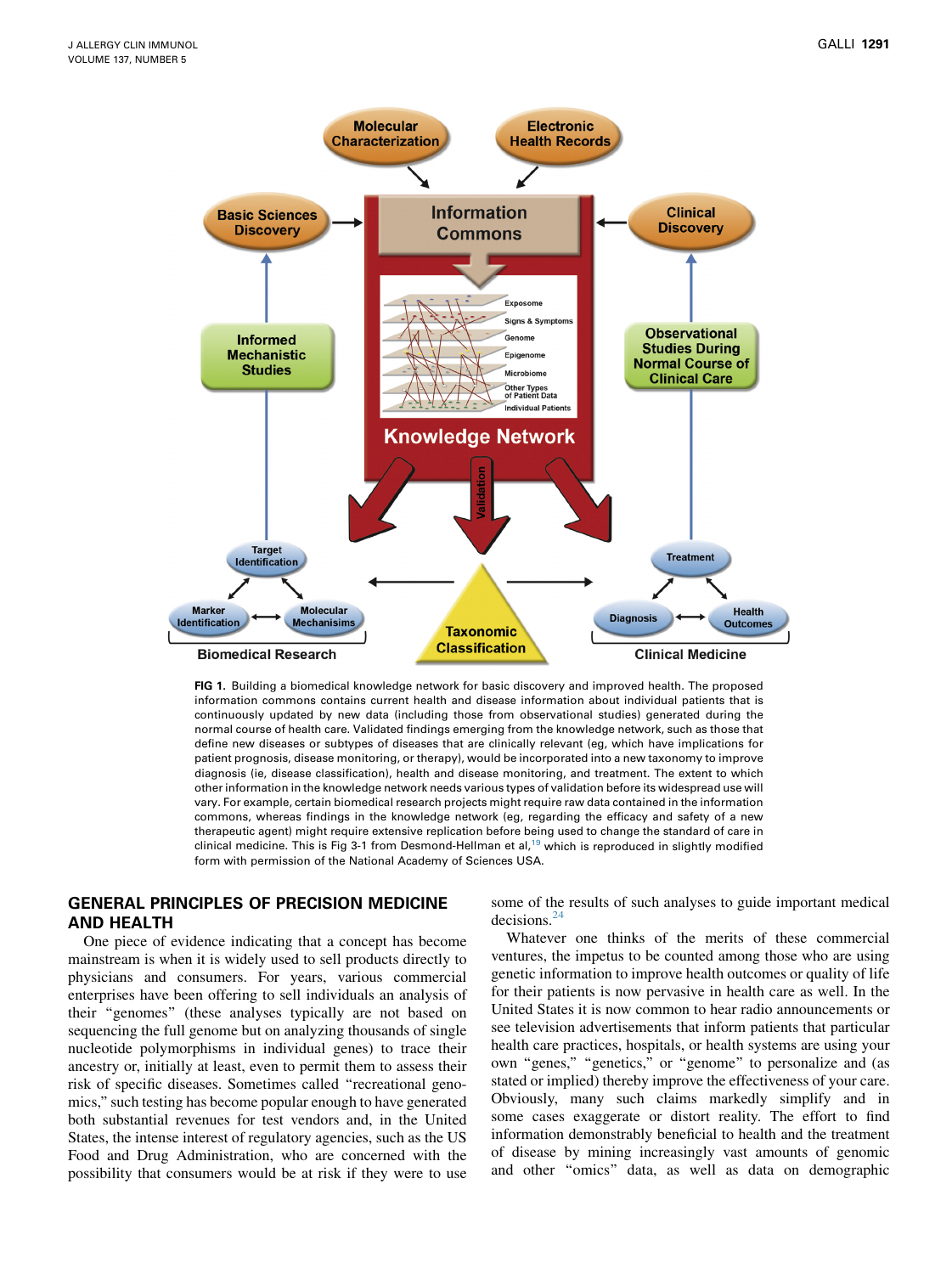Molecular Characterization

Electronic Health Records

Basic Sciences Discovery

Information Commons

Clinical Discovery

Exposome

Signs & Symptoms

Genome

Epigenome

Microbiome

Other Types of Patient Data

Individual Patients

Informed Mechanistic Studies

Observational Studies During Normal Course of Clinical Care

Knowledge Network

Validation

Target Identification

Marker Identification

Molecular Mechanisms

Biomedical Research

Taxonomic Classification

Treatment

Diagnosis

Health Outcomes

Clinical Medicine

**FIG 1.** Building a biomedical knowledge network for basic discovery and improved health. The proposed information commons contains current health and disease information about individual patients that is continuously updated by new data (including those from observational studies) generated during the normal course of health care. Validated findings emerging from the knowledge network, such as those that define new diseases or subtypes of diseases that are clinically relevant (eg, which have implications for patient prognosis, disease monitoring, or therapy), would be incorporated into a new taxonomy to improve diagnosis (ie, disease classification), health and disease monitoring, and treatment. The extent to which other information in the knowledge network needs various types of validation before its widespread use will vary. For example, certain biomedical research projects might require raw data contained in the information commons, whereas findings in the knowledge network (eg, regarding the efficacy and safety of a new therapeutic agent) might require extensive replication before being used to change the standard of care in clinical medicine. This is Fig 3-1 from Desmond-Hellman et al,[19] which is reproduced in slightly modified form with permission of the National Academy of Sciences USA.

## GENERAL PRINCIPLES OF PRECISION MEDICINE AND HEALTH

One piece of evidence indicating that a concept has become mainstream is when it is widely used to sell products directly to physicians and consumers. For years, various commercial enterprises have been offering to sell individuals an analysis of their "genomes" (these analyses typically are not based on sequencing the full genome but on analyzing thousands of single nucleotide polymorphisms in individual genes) to trace their ancestry or, initially at least, even to permit them to assess their risk of specific diseases. Sometimes called "recreational genomics," such testing has become popular enough to have generated both substantial revenues for test vendors and, in the United States, the intense interest of regulatory agencies, such as the US Food and Drug Administration, who are concerned with the possibility that consumers would be at risk if they were to use some of the results of such analyses to guide important medical decisions.[24]

Whatever one thinks of the merits of these commercial ventures, the impetus to be counted among those who are using genetic information to improve health outcomes or quality of life for their patients is now pervasive in health care as well. In the United States it is now common to hear radio announcements or see television advertisements that inform patients that particular health care practices, hospitals, or health systems are using your own "genes," "genetics," or "genome" to personalize and (as stated or implied) thereby improve the effectiveness of your care. Obviously, many such claims markedly simplify and in some cases exaggerate or distort reality. The effort to find information demonstrably beneficial to health and the treatment of disease by mining increasingly vast amounts of genomic and other "omics" data, as well as data on demographic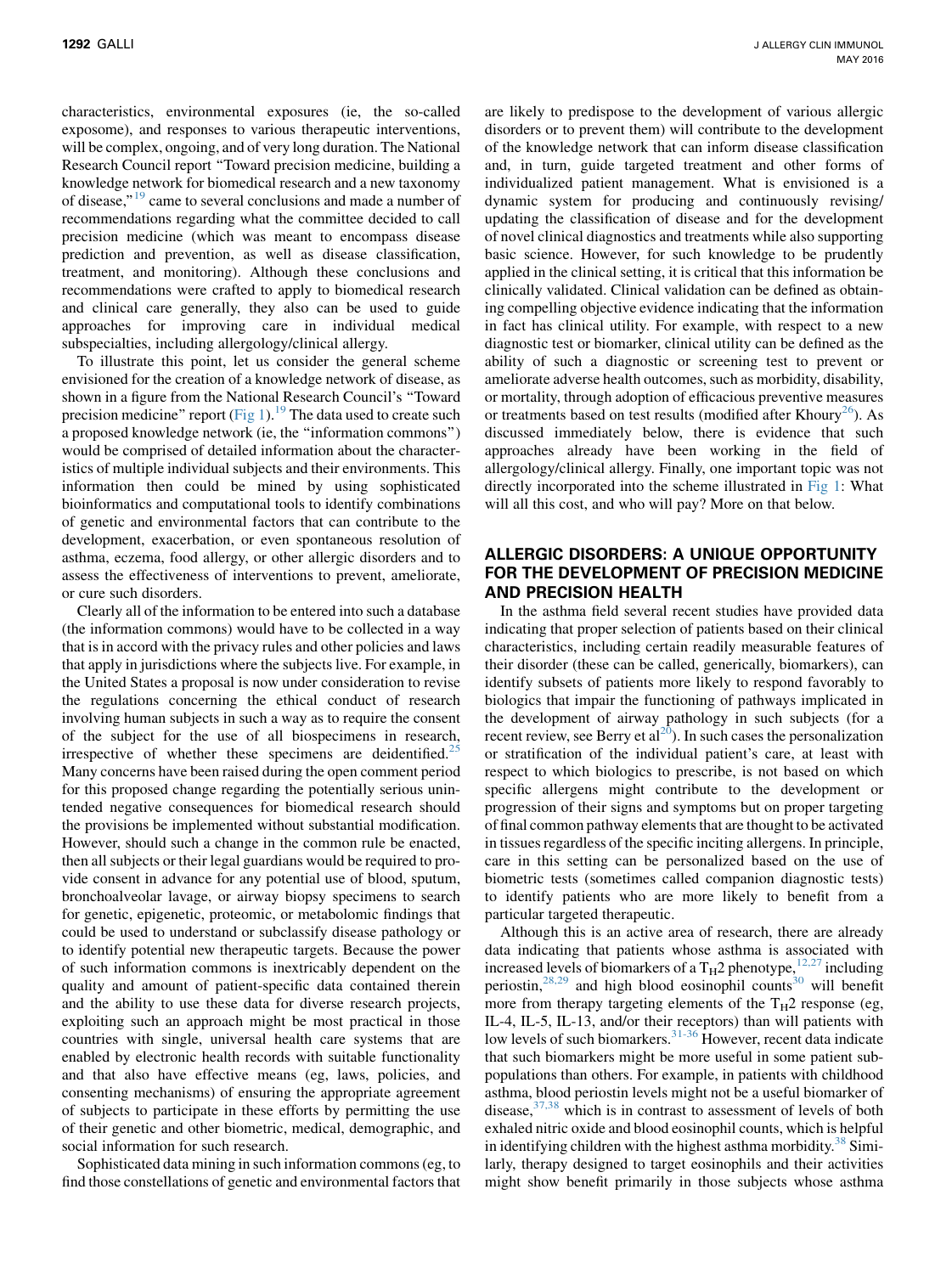characteristics, environmental exposures (ie, the so-called exposome), and responses to various therapeutic interventions, will be complex, ongoing, and of very long duration. The National Research Council report "Toward precision medicine, building a knowledge network for biomedical research and a new taxonomy of disease,"[19] came to several conclusions and made a number of recommendations regarding what the committee decided to call precision medicine (which was meant to encompass disease prediction and prevention, as well as disease classification, treatment, and monitoring). Although these conclusions and recommendations were crafted to apply to biomedical research and clinical care generally, they also can be used to guide approaches for improving care in individual medical subspecialties, including allergology/clinical allergy.

To illustrate this point, let us consider the general scheme envisioned for the creation of a knowledge network of disease, as shown in a figure from the National Research Council's "Toward precision medicine" report (Fig 1).[19] The data used to create such a proposed knowledge network (ie, the "information commons") would be comprised of detailed information about the characteristics of multiple individual subjects and their environments. This information then could be mined by using sophisticated bioinformatics and computational tools to identify combinations of genetic and environmental factors that can contribute to the development, exacerbation, or even spontaneous resolution of asthma, eczema, food allergy, or other allergic disorders and to assess the effectiveness of interventions to prevent, ameliorate, or cure such disorders.

Clearly all of the information to be entered into such a database (the information commons) would have to be collected in a way that is in accord with the privacy rules and other policies and laws that apply in jurisdictions where the subjects live. For example, in the United States a proposal is now under consideration to revise the regulations concerning the ethical conduct of research involving human subjects in such a way as to require the consent of the subject for the use of all biospecimens in research, irrespective of whether these specimens are deidentified.[25] Many concerns have been raised during the open comment period for this proposed change regarding the potentially serious unintended negative consequences for biomedical research should the provisions be implemented without substantial modification. However, should such a change in the common rule be enacted, then all subjects or their legal guardians would be required to provide consent in advance for any potential use of blood, sputum, bronchoalveolar lavage, or airway biopsy specimens to search for genetic, epigenetic, proteomic, or metabolomic findings that could be used to understand or subclassify disease pathology or to identify potential new therapeutic targets. Because the power of such information commons is inextricably dependent on the quality and amount of patient-specific data contained therein and the ability to use these data for diverse research projects, exploiting such an approach might be most practical in those countries with single, universal health care systems that are enabled by electronic health records with suitable functionality and that also have effective means (eg, laws, policies, and consenting mechanisms) of ensuring the appropriate agreement of subjects to participate in these efforts by permitting the use of their genetic and other biometric, medical, demographic, and social information for such research.

Sophisticated data mining in such information commons (eg, to find those constellations of genetic and environmental factors that are likely to predispose to the development of various allergic disorders or to prevent them) will contribute to the development of the knowledge network that can inform disease classification and, in turn, guide targeted treatment and other forms of individualized patient management. What is envisioned is a dynamic system for producing and continuously revising/updating the classification of disease and for the development of novel clinical diagnostics and treatments while also supporting basic science. However, for such knowledge to be prudently applied in the clinical setting, it is critical that this information be clinically validated. Clinical validation can be defined as obtaining compelling objective evidence indicating that the information in fact has clinical utility. For example, with respect to a new diagnostic test or biomarker, clinical utility can be defined as the ability of such a diagnostic or screening test to prevent or ameliorate adverse health outcomes, such as morbidity, disability, or mortality, through adoption of efficacious preventive measures or treatments based on test results (modified after Khoury[26]). As discussed immediately below, there is evidence that such approaches already have been working in the field of allergology/clinical allergy. Finally, one important topic was not directly incorporated into the scheme illustrated in Fig 1: What will all this cost, and who will pay? More on that below.

## ALLERGIC DISORDERS: A UNIQUE OPPORTUNITY FOR THE DEVELOPMENT OF PRECISION MEDICINE AND PRECISION HEALTH

In the asthma field several recent studies have provided data indicating that proper selection of patients based on their clinical characteristics, including certain readily measurable features of their disorder (these can be called, generically, biomarkers), can identify subsets of patients more likely to respond favorably to biologics that impair the functioning of pathways implicated in the development of airway pathology in such subjects (for a recent review, see Berry et al[20]). In such cases the personalization or stratification of the individual patient's care, at least with respect to which biologics to prescribe, is not based on which specific allergens might contribute to the development or progression of their signs and symptoms but on proper targeting of final common pathway elements that are thought to be activated in tissues regardless of the specific inciting allergens. In principle, care in this setting can be personalized based on the use of biometric tests (sometimes called companion diagnostic tests) to identify patients who are more likely to benefit from a particular targeted therapeutic.

Although this is an active area of research, there are already data indicating that patients whose asthma is associated with increased levels of biomarkers of a $T_H2$ phenotype,[12,27] including periostin,[28,29] and high blood eosinophil counts[30] will benefit more from therapy targeting elements of the $T_H2$ response (eg, IL-4, IL-5, IL-13, and/or their receptors) than will patients with low levels of such biomarkers.[31-36] However, recent data indicate that such biomarkers might be more useful in some patient subpopulations than others. For example, in patients with childhood asthma, blood periostin levels might not be a useful biomarker of disease,[37,38] which is in contrast to assessment of levels of both exhaled nitric oxide and blood eosinophil counts, which is helpful in identifying children with the highest asthma morbidity.[38] Similarly, therapy designed to target eosinophils and their activities might show benefit primarily in those subjects whose asthma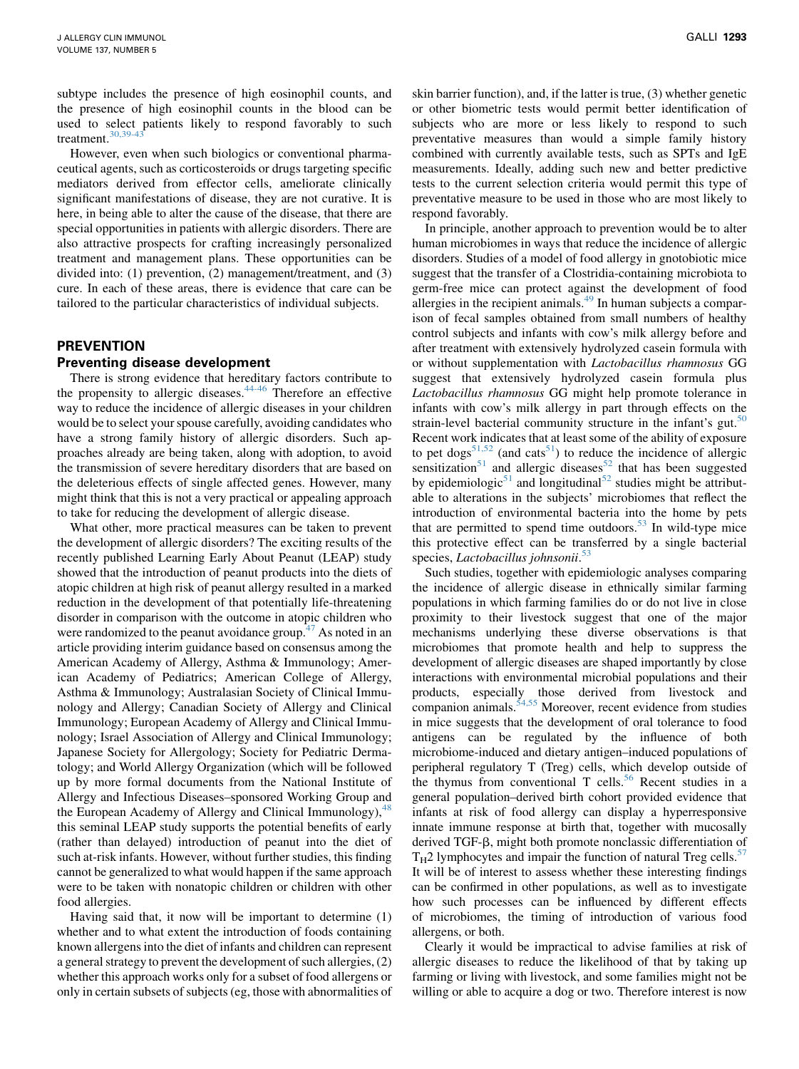subtype includes the presence of high eosinophil counts, and the presence of high eosinophil counts in the blood can be used to select patients likely to respond favorably to such treatment.[30,39-43]

However, even when such biologics or conventional pharmaceutical agents, such as corticosteroids or drugs targeting specific mediators derived from effector cells, ameliorate clinically significant manifestations of disease, they are not curative. It is here, in being able to alter the cause of the disease, that there are special opportunities in patients with allergic disorders. There are also attractive prospects for crafting increasingly personalized treatment and management plans. These opportunities can be divided into: (1) prevention, (2) management/treatment, and (3) cure. In each of these areas, there is evidence that care can be tailored to the particular characteristics of individual subjects.

## PREVENTION

### Preventing disease development

There is strong evidence that hereditary factors contribute to the propensity to allergic diseases.[44-46] Therefore an effective way to reduce the incidence of allergic diseases in your children would be to select your spouse carefully, avoiding candidates who have a strong family history of allergic disorders. Such approaches already are being taken, along with adoption, to avoid the transmission of severe hereditary disorders that are based on the deleterious effects of single affected genes. However, many might think that this is not a very practical or appealing approach to take for reducing the development of allergic disease.

What other, more practical measures can be taken to prevent the development of allergic disorders? The exciting results of the recently published Learning Early About Peanut (LEAP) study showed that the introduction of peanut products into the diets of atopic children at high risk of peanut allergy resulted in a marked reduction in the development of that potentially life-threatening disorder in comparison with the outcome in atopic children who were randomized to the peanut avoidance group.[47] As noted in an article providing interim guidance based on consensus among the American Academy of Allergy, Asthma & Immunology; American Academy of Pediatrics; American College of Allergy, Asthma & Immunology; Australasian Society of Clinical Immunology and Allergy; Canadian Society of Allergy and Clinical Immunology; European Academy of Allergy and Clinical Immunology; Israel Association of Allergy and Clinical Immunology; Japanese Society for Allergology; Society for Pediatric Dermatology; and World Allergy Organization (which will be followed up by more formal documents from the National Institute of Allergy and Infectious Diseases–sponsored Working Group and the European Academy of Allergy and Clinical Immunology),[48] this seminal LEAP study supports the potential benefits of early (rather than delayed) introduction of peanut into the diet of such at-risk infants. However, without further studies, this finding cannot be generalized to what would happen if the same approach were to be taken with nonatopic children or children with other food allergies.

Having said that, it now will be important to determine (1) whether and to what extent the introduction of foods containing known allergens into the diet of infants and children can represent a general strategy to prevent the development of such allergies, (2) whether this approach works only for a subset of food allergens or only in certain subsets of subjects (eg, those with abnormalities of skin barrier function), and, if the latter is true, (3) whether genetic or other biometric tests would permit better identification of subjects who are more or less likely to respond to such preventative measures than would a simple family history combined with currently available tests, such as SPTs and IgE measurements. Ideally, adding such new and better predictive tests to the current selection criteria would permit this type of preventative measure to be used in those who are most likely to respond favorably.

In principle, another approach to prevention would be to alter human microbiomes in ways that reduce the incidence of allergic disorders. Studies of a model of food allergy in gnotobiotic mice suggest that the transfer of a Clostridia-containing microbiota to germ-free mice can protect against the development of food allergies in the recipient animals.[49] In human subjects a comparison of fecal samples obtained from small numbers of healthy control subjects and infants with cow's milk allergy before and after treatment with extensively hydrolyzed casein formula with or without supplementation with *Lactobacillus rhamnosus* GG suggest that extensively hydrolyzed casein formula plus *Lactobacillus rhamnosus* GG might help promote tolerance in infants with cow's milk allergy in part through effects on the strain-level bacterial community structure in the infant's gut.[50] Recent work indicates that at least some of the ability of exposure to pet dogs[51,52] (and cats[51]) to reduce the incidence of allergic sensitization[51] and allergic diseases[52] that has been suggested by epidemiologic[51] and longitudinal[52] studies might be attributable to alterations in the subjects' microbiomes that reflect the introduction of environmental bacteria into the home by pets that are permitted to spend time outdoors.[53] In wild-type mice this protective effect can be transferred by a single bacterial species, *Lactobacillus johnsonii*.[53]

Such studies, together with epidemiologic analyses comparing the incidence of allergic disease in ethnically similar farming populations in which farming families do or do not live in close proximity to their livestock suggest that one of the major mechanisms underlying these diverse observations is that microbiomes that promote health and help to suppress the development of allergic diseases are shaped importantly by close interactions with environmental microbial populations and their products, especially those derived from livestock and companion animals.[54,55] Moreover, recent evidence from studies in mice suggests that the development of oral tolerance to food antigens can be regulated by the influence of both microbiome-induced and dietary antigen–induced populations of peripheral regulatory T (Treg) cells, which develop outside of the thymus from conventional T cells.[56] Recent studies in a general population–derived birth cohort provided evidence that infants at risk of food allergy can display a hyperresponsive innate immune response at birth that, together with mucosally derived TGF-β, might both promote nonclassic differentiation of $T_H2$ lymphocytes and impair the function of natural Treg cells.[57] It will be of interest to assess whether these interesting findings can be confirmed in other populations, as well as to investigate how such processes can be influenced by different effects of microbiomes, the timing of introduction of various food allergens, or both.

Clearly it would be impractical to advise families at risk of allergic diseases to reduce the likelihood of that by taking up farming or living with livestock, and some families might not be willing or able to acquire a dog or two. Therefore interest is now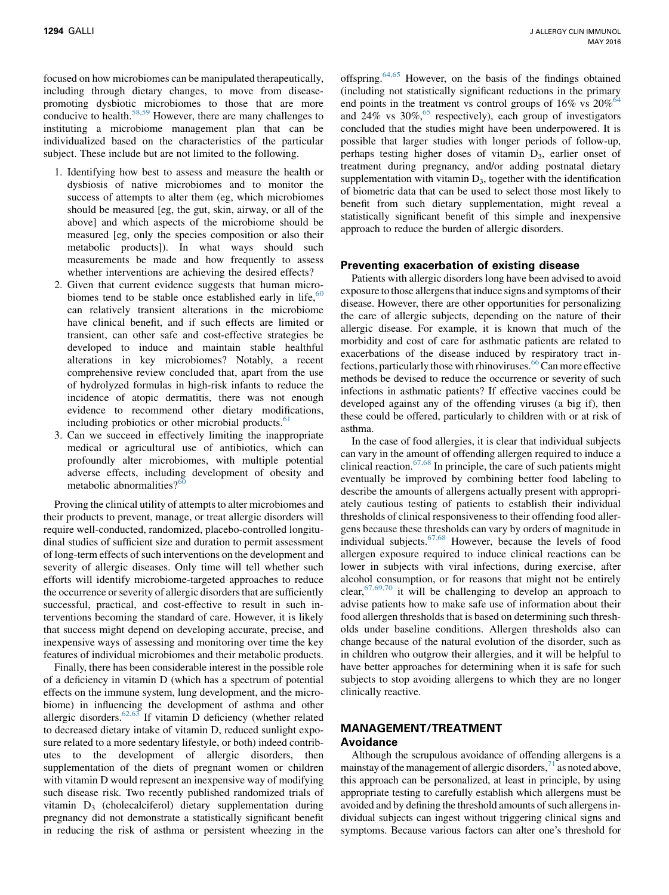focused on how microbiomes can be manipulated therapeutically, including through dietary changes, to move from disease-promoting dysbiotic microbiomes to those that are more conducive to health.[58,59] However, there are many challenges to instituting a microbiome management plan that can be individualized based on the characteristics of the particular subject. These include but are not limited to the following.

1. Identifying how best to assess and measure the health or dysbiosis of native microbiomes and to monitor the success of attempts to alter them (eg, which microbiomes should be measured [eg, the gut, skin, airway, or all of the above] and which aspects of the microbiome should be measured [eg, only the species composition or also their metabolic products]). In what ways should such measurements be made and how frequently to assess whether interventions are achieving the desired effects?
2. Given that current evidence suggests that human microbiomes tend to be stable once established early in life,[60] can relatively transient alterations in the microbiome have clinical benefit, and if such effects are limited or transient, can other safe and cost-effective strategies be developed to induce and maintain stable healthful alterations in key microbiomes? Notably, a recent comprehensive review concluded that, apart from the use of hydrolyzed formulas in high-risk infants to reduce the incidence of atopic dermatitis, there was not enough evidence to recommend other dietary modifications, including probiotics or other microbial products.[61]
3. Can we succeed in effectively limiting the inappropriate medical or agricultural use of antibiotics, which can profoundly alter microbiomes, with multiple potential adverse effects, including development of obesity and metabolic abnormalities?[60]

Proving the clinical utility of attempts to alter microbiomes and their products to prevent, manage, or treat allergic disorders will require well-conducted, randomized, placebo-controlled longitudinal studies of sufficient size and duration to permit assessment of long-term effects of such interventions on the development and severity of allergic diseases. Only time will tell whether such efforts will identify microbiome-targeted approaches to reduce the occurrence or severity of allergic disorders that are sufficiently successful, practical, and cost-effective to result in such interventions becoming the standard of care. However, it is likely that success might depend on developing accurate, precise, and inexpensive ways of assessing and monitoring over time the key features of individual microbiomes and their metabolic products.

Finally, there has been considerable interest in the possible role of a deficiency in vitamin D (which has a spectrum of potential effects on the immune system, lung development, and the microbiome) in influencing the development of asthma and other allergic disorders.[62,63] If vitamin D deficiency (whether related to decreased dietary intake of vitamin D, reduced sunlight exposure related to a more sedentary lifestyle, or both) indeed contributes to the development of allergic disorders, then supplementation of the diets of pregnant women or children with vitamin D would represent an inexpensive way of modifying such disease risk. Two recently published randomized trials of vitamin $D_3$ (cholecalciferol) dietary supplementation during pregnancy did not demonstrate a statistically significant benefit in reducing the risk of asthma or persistent wheezing in the offspring.[64,65] However, on the basis of the findings obtained (including not statistically significant reductions in the primary end points in the treatment vs control groups of 16% vs 20%[64] and 24% vs 30%,[65] respectively), each group of investigators concluded that the studies might have been underpowered. It is possible that larger studies with longer periods of follow-up, perhaps testing higher doses of vitamin $D_3$, earlier onset of treatment during pregnancy, and/or adding postnatal dietary supplementation with vitamin $D_3$, together with the identification of biometric data that can be used to select those most likely to benefit from such dietary supplementation, might reveal a statistically significant benefit of this simple and inexpensive approach to reduce the burden of allergic disorders.

### Preventing exacerbation of existing disease

Patients with allergic disorders long have been advised to avoid exposure to those allergens that induce signs and symptoms of their disease. However, there are other opportunities for personalizing the care of allergic subjects, depending on the nature of their allergic disease. For example, it is known that much of the morbidity and cost of care for asthmatic patients are related to exacerbations of the disease induced by respiratory tract infections, particularly those with rhinoviruses.[66] Can more effective methods be devised to reduce the occurrence or severity of such infections in asthmatic patients? If effective vaccines could be developed against any of the offending viruses (a big if), then these could be offered, particularly to children with or at risk of asthma.

In the case of food allergies, it is clear that individual subjects can vary in the amount of offending allergen required to induce a clinical reaction.[67,68] In principle, the care of such patients might eventually be improved by combining better food labeling to describe the amounts of allergens actually present with appropriately cautious testing of patients to establish their individual thresholds of clinical responsiveness to their offending food allergens because these thresholds can vary by orders of magnitude in individual subjects.[67,68] However, because the levels of food allergen exposure required to induce clinical reactions can be lower in subjects with viral infections, during exercise, after alcohol consumption, or for reasons that might not be entirely clear,[67,69,70] it will be challenging to develop an approach to advise patients how to make safe use of information about their food allergen thresholds that is based on determining such thresholds under baseline conditions. Allergen thresholds also can change because of the natural evolution of the disorder, such as in children who outgrow their allergies, and it will be helpful to have better approaches for determining when it is safe for such subjects to stop avoiding allergens to which they are no longer clinically reactive.

## MANAGEMENT/TREATMENT

### Avoidance

Although the scrupulous avoidance of offending allergens is a mainstay of the management of allergic disorders,[71] as noted above, this approach can be personalized, at least in principle, by using appropriate testing to carefully establish which allergens must be avoided and by defining the threshold amounts of such allergens individual subjects can ingest without triggering clinical signs and symptoms. Because various factors can alter one's threshold for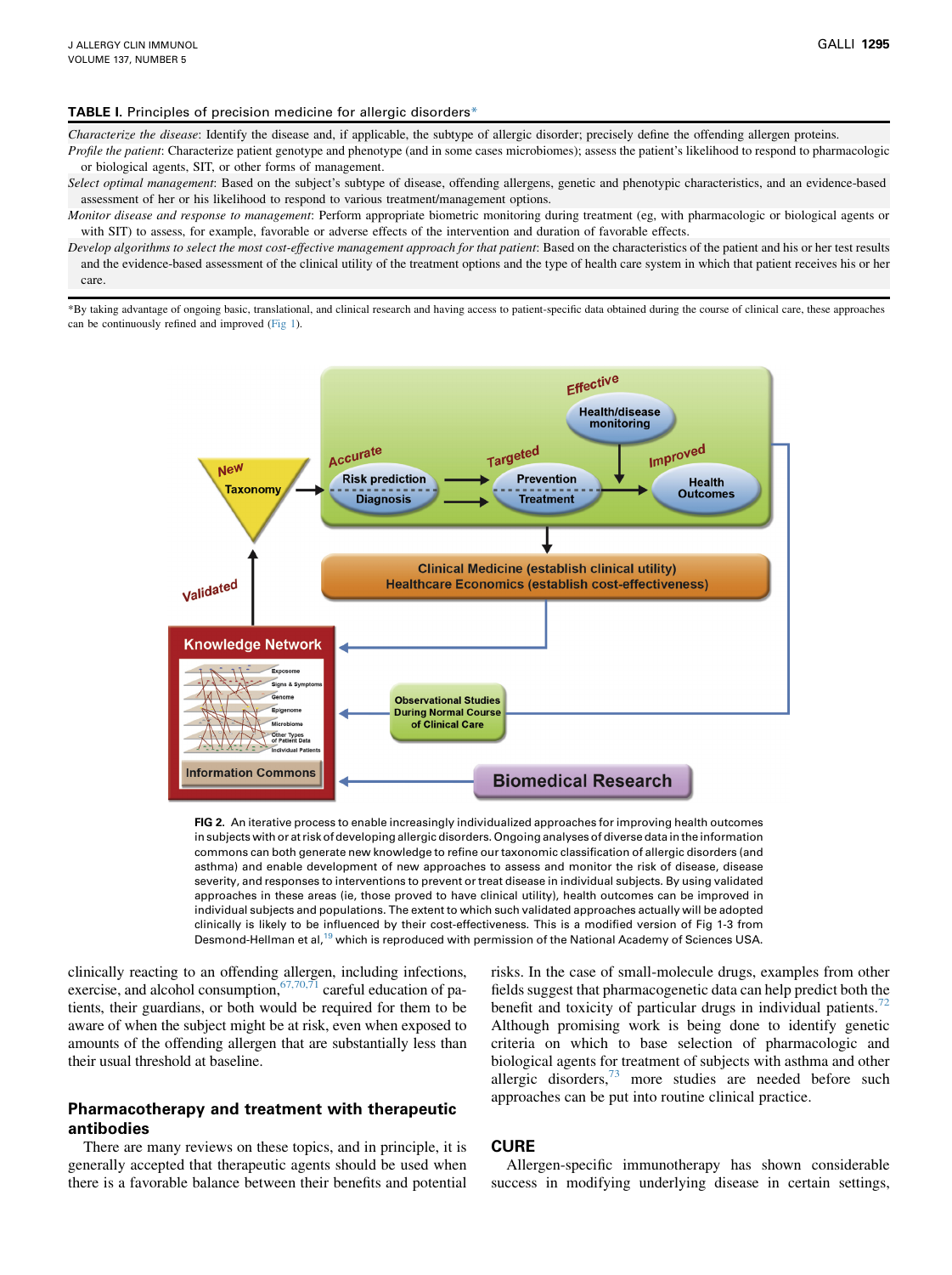**TABLE I.** Principles of precision medicine for allergic disorders*

*Characterize the disease*: Identify the disease and, if applicable, the subtype of allergic disorder; precisely define the offending allergen proteins.

*Profile the patient*: Characterize patient genotype and phenotype (and in some cases microbiomes); assess the patient's likelihood to respond to pharmacologic or biological agents, SIT, or other forms of management.

*Select optimal management*: Based on the subject's subtype of disease, offending allergens, genetic and phenotypic characteristics, and an evidence-based assessment of her or his likelihood to respond to various treatment/management options.

*Monitor disease and response to management*: Perform appropriate biometric monitoring during treatment (eg, with pharmacologic or biological agents or with SIT) to assess, for example, favorable or adverse effects of the intervention and duration of favorable effects.

*Develop algorithms to select the most cost-effective management approach for that patient*: Based on the characteristics of the patient and his or her test results and the evidence-based assessment of the clinical utility of the treatment options and the type of health care system in which that patient receives his or her care.

*By taking advantage of ongoing basic, translational, and clinical research and having access to patient-specific data obtained during the course of clinical care, these approaches can be continuously refined and improved (Fig 1).

New
Taxonomy
Accurate
Risk prediction
Diagnosis
Targeted
Prevention
Treatment
Effective
Health/disease monitoring
Improved
Health Outcomes
Clinical Medicine (establish clinical utility)
Healthcare Economics (establish cost-effectiveness)
Validated
Knowledge Network
Exposome
Signs & Symptoms
Genome
Epigenome
Microbiome
Other Types of Patient Data
Individual Patients
Information Commons
Observational Studies During Normal Course of Clinical Care
Biomedical Research

**FIG 2.** An iterative process to enable increasingly individualized approaches for improving health outcomes in subjects with or at risk of developing allergic disorders. Ongoing analyses of diverse data in the information commons can both generate new knowledge to refine our taxonomic classification of allergic disorders (and asthma) and enable development of new approaches to assess and monitor the risk of disease, disease severity, and responses to interventions to prevent or treat disease in individual subjects. By using validated approaches in these areas (ie, those proved to have clinical utility), health outcomes can be improved in individual subjects and populations. The extent to which such validated approaches actually will be adopted clinically is likely to be influenced by their cost-effectiveness. This is a modified version of Fig 1-3 from Desmond-Hellman et al,[19] which is reproduced with permission of the National Academy of Sciences USA.

clinically reacting to an offending allergen, including infections, exercise, and alcohol consumption,[67,70,71] careful education of patients, their guardians, or both would be required for them to be aware of when the subject might be at risk, even when exposed to amounts of the offending allergen that are substantially less than their usual threshold at baseline.

## Pharmacotherapy and treatment with therapeutic antibodies

There are many reviews on these topics, and in principle, it is generally accepted that therapeutic agents should be used when there is a favorable balance between their benefits and potential risks. In the case of small-molecule drugs, examples from other fields suggest that pharmacogenetic data can help predict both the benefit and toxicity of particular drugs in individual patients.[72] Although promising work is being done to identify genetic criteria on which to base selection of pharmacologic and biological agents for treatment of subjects with asthma and other allergic disorders,[73] more studies are needed before such approaches can be put into routine clinical practice.

## CURE

Allergen-specific immunotherapy has shown considerable success in modifying underlying disease in certain settings,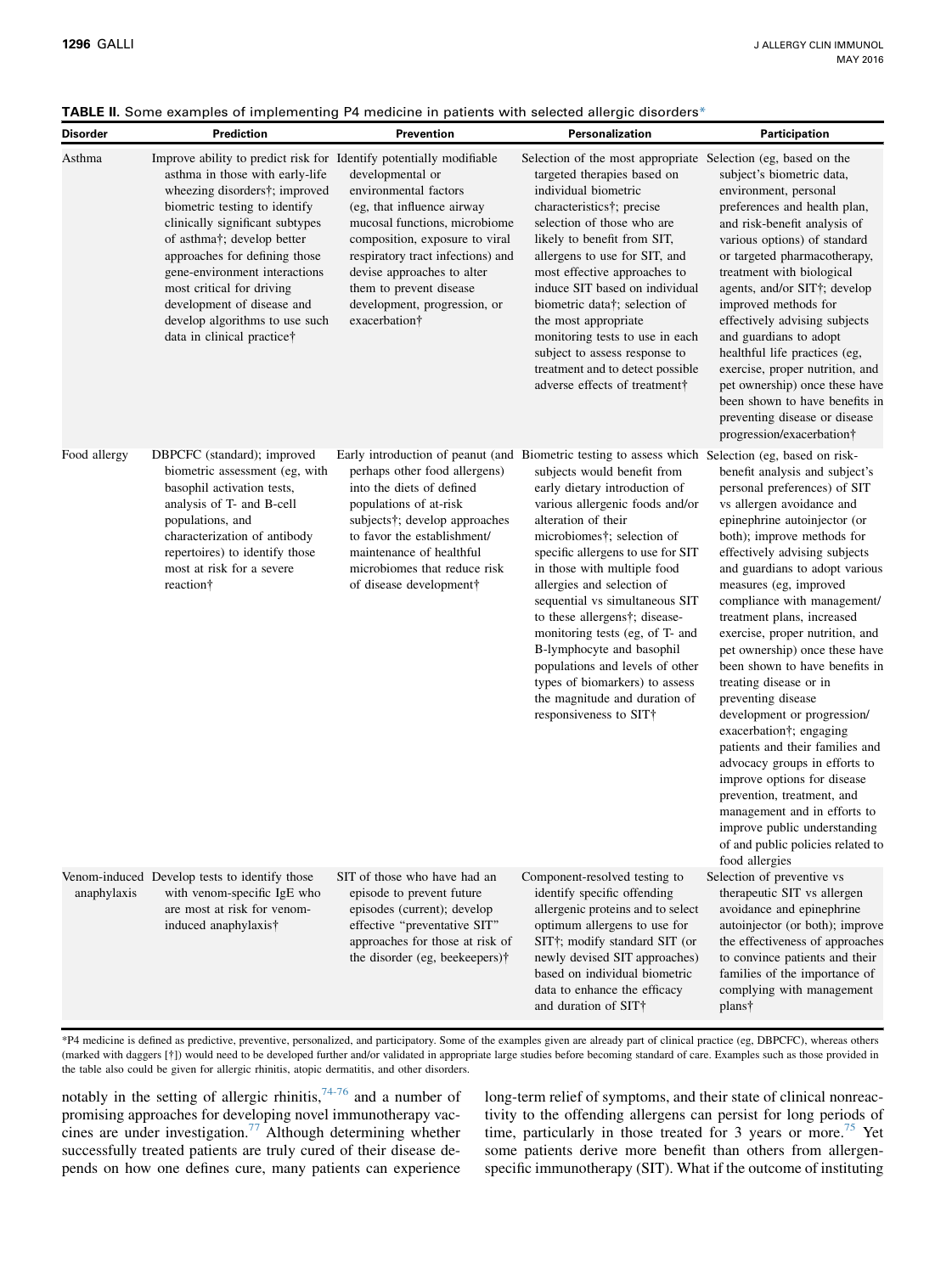**TABLE II.** Some examples of implementing P4 medicine in patients with selected allergic disorders*

| Disorder | Prediction | Prevention | Personalization | Participation |
|---|---|---|---|---|
| Asthma | Improve ability to predict risk for asthma in those with early-life wheezing disorders†; improved biometric testing to identify clinically significant subtypes of asthma†; develop better approaches for defining those gene-environment interactions most critical for driving development of disease and develop algorithms to use such data in clinical practice† | Identify potentially modifiable developmental or environmental factors (eg, that influence airway mucosal functions, microbiome composition, exposure to viral respiratory tract infections) and devise approaches to alter them to prevent disease development, progression, or exacerbation† | Selection of the most appropriate targeted therapies based on individual biometric characteristics†; precise selection of those who are likely to benefit from SIT, allergens to use for SIT, and most effective approaches to induce SIT based on individual biometric data†; selection of the most appropriate monitoring tests to use in each subject to assess response to treatment and to detect possible adverse effects of treatment† | Selection (eg, based on the subject's biometric data, environment, personal preferences and health plan, and risk-benefit analysis of various options) of standard or targeted pharmacotherapy, treatment with biological agents, and/or SIT†; develop improved methods for effectively advising subjects and guardians to adopt healthful life practices (eg, exercise, proper nutrition, and pet ownership) once these have been shown to have benefits in preventing disease or disease progression/exacerbation† |
| Food allergy | DBPCFC (standard); improved biometric assessment (eg, with basophil activation tests, analysis of T- and B-cell populations, and characterization of antibody repertoires) to identify those most at risk for a severe reaction† | Early introduction of peanut (and perhaps other food allergens) into the diets of defined populations of at-risk subjects†; develop approaches to favor the establishment/maintenance of healthful microbiomes that reduce risk of disease development† | Biometric testing to assess which subjects would benefit from early dietary introduction of various allergenic foods and/or alteration of their microbiomes†; selection of specific allergens to use for SIT in those with multiple food allergies and selection of sequential vs simultaneous SIT to these allergens†; disease-monitoring tests (eg, of T- and B-lymphocyte and basophil populations and levels of other types of biomarkers) to assess the magnitude and duration of responsiveness to SIT† | Selection (eg, based on risk-benefit analysis and subject's personal preferences) of SIT vs allergen avoidance and epinephrine autoinjector (or both); improve methods for effectively advising subjects and guardians to adopt various measures (eg, improved compliance with management/treatment plans, increased exercise, proper nutrition, and pet ownership) once these have been shown to have benefits in treating disease or in preventing disease development or progression/exacerbation†; engaging patients and their families and advocacy groups in efforts to improve options for disease prevention, treatment, and management and in efforts to improve public understanding of and public policies related to food allergies |
| Venom-induced anaphylaxis | Develop tests to identify those with venom-specific IgE who are most at risk for venom-induced anaphylaxis† | SIT of those who have had an episode to prevent future episodes (current); develop effective "preventative SIT" approaches for those at risk of the disorder (eg, beekeepers)† | Component-resolved testing to identify specific offending allergenic proteins and to select optimum allergens to use for SIT†; modify standard SIT (or newly devised SIT approaches) based on individual biometric data to enhance the efficacy and duration of SIT† | Selection of preventive vs therapeutic SIT vs allergen avoidance and epinephrine autoinjector (or both); improve the effectiveness of approaches to convince patients and their families of the importance of complying with management plans† |

*P4 medicine is defined as predictive, preventive, personalized, and participatory. Some of the examples given are already part of clinical practice (eg, DBPCFC), whereas others (marked with daggers [†]) would need to be developed further and/or validated in appropriate large studies before becoming standard of care. Examples such as those provided in the table also could be given for allergic rhinitis, atopic dermatitis, and other disorders.

notably in the setting of allergic rhinitis,[74-76] and a number of promising approaches for developing novel immunotherapy vaccines are under investigation.[77] Although determining whether successfully treated patients are truly cured of their disease depends on how one defines cure, many patients can experience long-term relief of symptoms, and their state of clinical nonreactivity to the offending allergens can persist for long periods of time, particularly in those treated for 3 years or more.[75] Yet some patients derive more benefit than others from allergen-specific immunotherapy (SIT). What if the outcome of instituting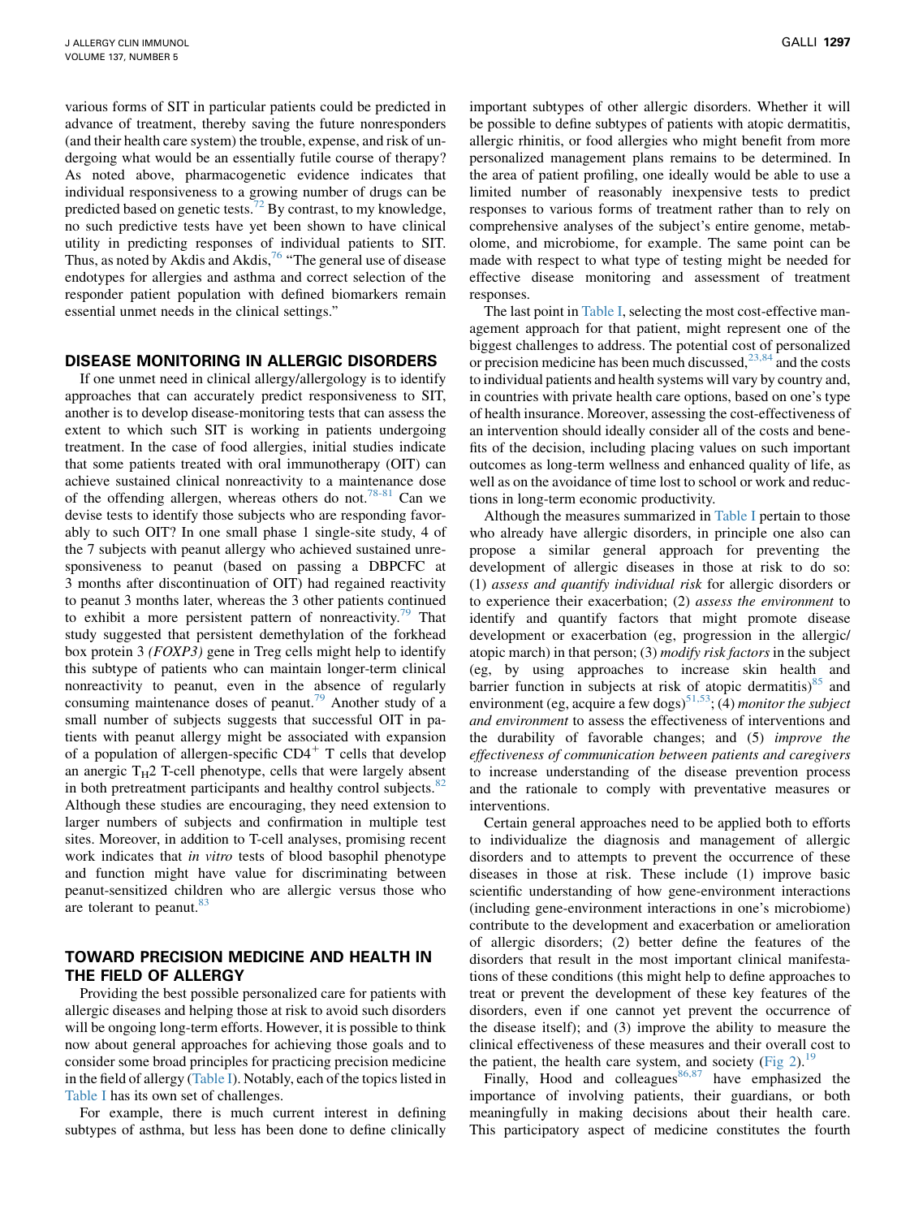various forms of SIT in particular patients could be predicted in advance of treatment, thereby saving the future nonresponders (and their health care system) the trouble, expense, and risk of undergoing what would be an essentially futile course of therapy? As noted above, pharmacogenetic evidence indicates that individual responsiveness to a growing number of drugs can be predicted based on genetic tests.[72] By contrast, to my knowledge, no such predictive tests have yet been shown to have clinical utility in predicting responses of individual patients to SIT. Thus, as noted by Akdis and Akdis,[76] "The general use of disease endotypes for allergies and asthma and correct selection of the responder patient population with defined biomarkers remain essential unmet needs in the clinical settings."

## DISEASE MONITORING IN ALLERGIC DISORDERS

If one unmet need in clinical allergy/allergology is to identify approaches that can accurately predict responsiveness to SIT, another is to develop disease-monitoring tests that can assess the extent to which such SIT is working in patients undergoing treatment. In the case of food allergies, initial studies indicate that some patients treated with oral immunotherapy (OIT) can achieve sustained clinical nonreactivity to a maintenance dose of the offending allergen, whereas others do not.[78-81] Can we devise tests to identify those subjects who are responding favorably to such OIT? In one small phase 1 single-site study, 4 of the 7 subjects with peanut allergy who achieved sustained unresponsiveness to peanut (based on passing a DBPCFC at 3 months after discontinuation of OIT) had regained reactivity to peanut 3 months later, whereas the 3 other patients continued to exhibit a more persistent pattern of nonreactivity.[79] That study suggested that persistent demethylation of the forkhead box protein 3 *(FOXP3)* gene in Treg cells might help to identify this subtype of patients who can maintain longer-term clinical nonreactivity to peanut, even in the absence of regularly consuming maintenance doses of peanut.[79] Another study of a small number of subjects suggests that successful OIT in patients with peanut allergy might be associated with expansion of a population of allergen-specific $CD4^+$ T cells that develop an anergic $T_H2$ T-cell phenotype, cells that were largely absent in both pretreatment participants and healthy control subjects.[82] Although these studies are encouraging, they need extension to larger numbers of subjects and confirmation in multiple test sites. Moreover, in addition to T-cell analyses, promising recent work indicates that *in vitro* tests of blood basophil phenotype and function might have value for discriminating between peanut-sensitized children who are allergic versus those who are tolerant to peanut.[83]

## TOWARD PRECISION MEDICINE AND HEALTH IN THE FIELD OF ALLERGY

Providing the best possible personalized care for patients with allergic diseases and helping those at risk to avoid such disorders will be ongoing long-term efforts. However, it is possible to think now about general approaches for achieving those goals and to consider some broad principles for practicing precision medicine in the field of allergy (Table I). Notably, each of the topics listed in Table I has its own set of challenges.

For example, there is much current interest in defining subtypes of asthma, but less has been done to define clinically important subtypes of other allergic disorders. Whether it will be possible to define subtypes of patients with atopic dermatitis, allergic rhinitis, or food allergies who might benefit from more personalized management plans remains to be determined. In the area of patient profiling, one ideally would be able to use a limited number of reasonably inexpensive tests to predict responses to various forms of treatment rather than to rely on comprehensive analyses of the subject's entire genome, metabolome, and microbiome, for example. The same point can be made with respect to what type of testing might be needed for effective disease monitoring and assessment of treatment responses.

The last point in Table I, selecting the most cost-effective management approach for that patient, might represent one of the biggest challenges to address. The potential cost of personalized or precision medicine has been much discussed,[23,84] and the costs to individual patients and health systems will vary by country and, in countries with private health care options, based on one's type of health insurance. Moreover, assessing the cost-effectiveness of an intervention should ideally consider all of the costs and benefits of the decision, including placing values on such important outcomes as long-term wellness and enhanced quality of life, as well as on the avoidance of time lost to school or work and reductions in long-term economic productivity.

Although the measures summarized in Table I pertain to those who already have allergic disorders, in principle one also can propose a similar general approach for preventing the development of allergic diseases in those at risk to do so: (1) *assess and quantify individual risk* for allergic disorders or to experience their exacerbation; (2) *assess the environment* to identify and quantify factors that might promote disease development or exacerbation (eg, progression in the allergic/atopic march) in that person; (3) *modify risk factors* in the subject (eg, by using approaches to increase skin health and barrier function in subjects at risk of atopic dermatitis)[85] and environment (eg, acquire a few dogs)[51,53]; (4) *monitor the subject and environment* to assess the effectiveness of interventions and the durability of favorable changes; and (5) *improve the effectiveness of communication between patients and caregivers* to increase understanding of the disease prevention process and the rationale to comply with preventative measures or interventions.

Certain general approaches need to be applied both to efforts to individualize the diagnosis and management of allergic disorders and to attempts to prevent the occurrence of these diseases in those at risk. These include (1) improve basic scientific understanding of how gene-environment interactions (including gene-environment interactions in one's microbiome) contribute to the development and exacerbation or amelioration of allergic disorders; (2) better define the features of the disorders that result in the most important clinical manifestations of these conditions (this might help to define approaches to treat or prevent the development of these key features of the disorders, even if one cannot yet prevent the occurrence of the disease itself); and (3) improve the ability to measure the clinical effectiveness of these measures and their overall cost to the patient, the health care system, and society (Fig 2).[19]

Finally, Hood and colleagues[86,87] have emphasized the importance of involving patients, their guardians, or both meaningfully in making decisions about their health care. This participatory aspect of medicine constitutes the fourth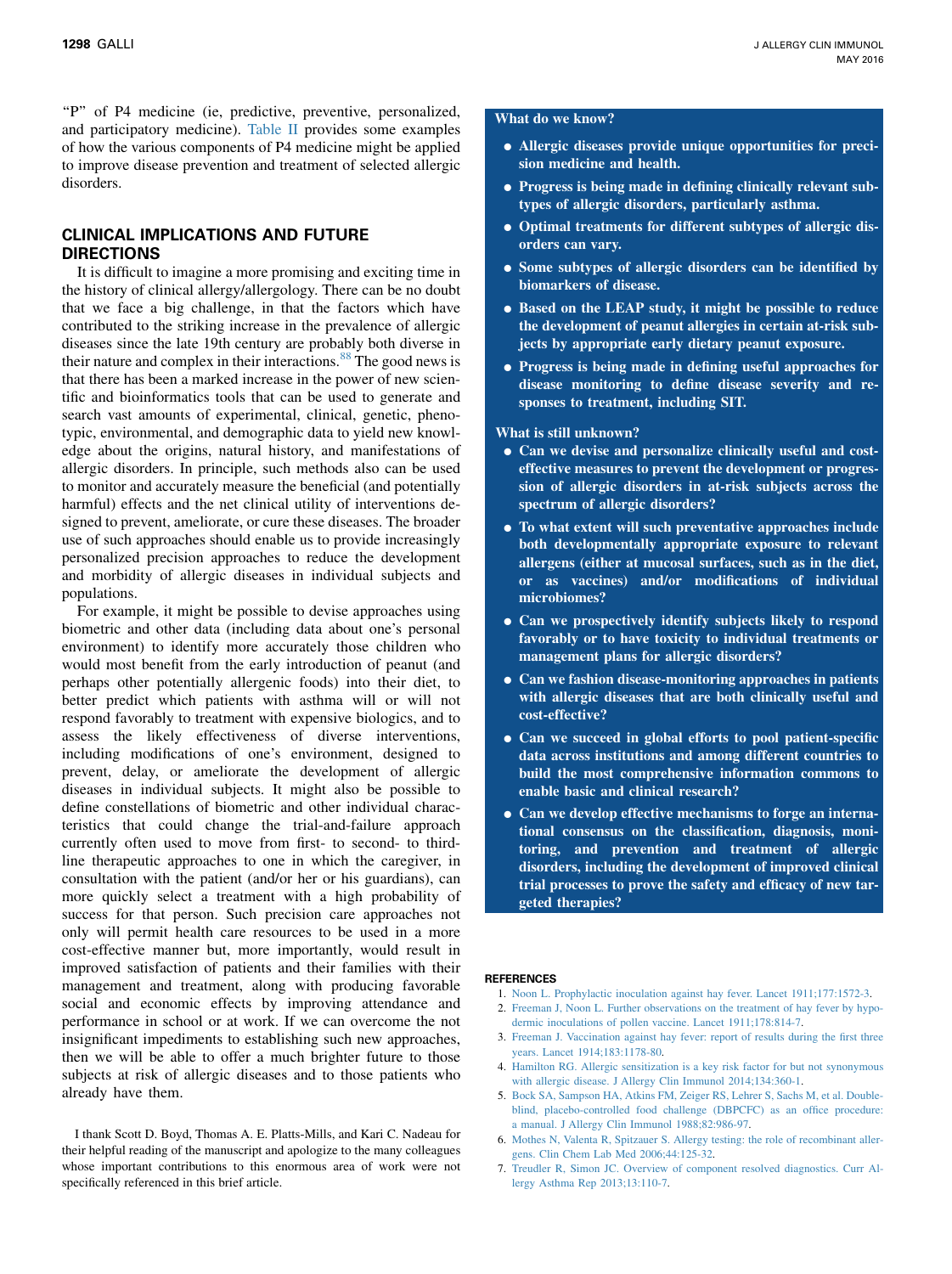"P" of P4 medicine (ie, predictive, preventive, personalized, and participatory medicine). Table II provides some examples of how the various components of P4 medicine might be applied to improve disease prevention and treatment of selected allergic disorders.

## CLINICAL IMPLICATIONS AND FUTURE DIRECTIONS

It is difficult to imagine a more promising and exciting time in the history of clinical allergy/allergology. There can be no doubt that we face a big challenge, in that the factors which have contributed to the striking increase in the prevalence of allergic diseases since the late 19th century are probably both diverse in their nature and complex in their interactions.[88] The good news is that there has been a marked increase in the power of new scientific and bioinformatics tools that can be used to generate and search vast amounts of experimental, clinical, genetic, phenotypic, environmental, and demographic data to yield new knowledge about the origins, natural history, and manifestations of allergic disorders. In principle, such methods also can be used to monitor and accurately measure the beneficial (and potentially harmful) effects and the net clinical utility of interventions designed to prevent, ameliorate, or cure these diseases. The broader use of such approaches should enable us to provide increasingly personalized precision approaches to reduce the development and morbidity of allergic diseases in individual subjects and populations.

For example, it might be possible to devise approaches using biometric and other data (including data about one's personal environment) to identify more accurately those children who would most benefit from the early introduction of peanut (and perhaps other potentially allergenic foods) into their diet, to better predict which patients with asthma will or will not respond favorably to treatment with expensive biologics, and to assess the likely effectiveness of diverse interventions, including modifications of one's environment, designed to prevent, delay, or ameliorate the development of allergic diseases in individual subjects. It might also be possible to define constellations of biometric and other individual characteristics that could change the trial-and-failure approach currently often used to move from first- to second- to third-line therapeutic approaches to one in which the caregiver, in consultation with the patient (and/or her or his guardians), can more quickly select a treatment with a high probability of success for that person. Such precision care approaches not only will permit health care resources to be used in a more cost-effective manner but, more importantly, would result in improved satisfaction of patients and their families with their management and treatment, along with producing favorable social and economic effects by improving attendance and performance in school or at work. If we can overcome the not insignificant impediments to establishing such new approaches, then we will be able to offer a much brighter future to those subjects at risk of allergic diseases and to those patients who already have them.

I thank Scott D. Boyd, Thomas A. E. Platts-Mills, and Kari C. Nadeau for their helpful reading of the manuscript and apologize to the many colleagues whose important contributions to this enormous area of work were not specifically referenced in this brief article.

**What do we know?**

- **Allergic diseases provide unique opportunities for precision medicine and health.**
- **Progress is being made in defining clinically relevant subtypes of allergic disorders, particularly asthma.**
- **Optimal treatments for different subtypes of allergic disorders can vary.**
- **Some subtypes of allergic disorders can be identified by biomarkers of disease.**
- **Based on the LEAP study, it might be possible to reduce the development of peanut allergies in certain at-risk subjects by appropriate early dietary peanut exposure.**
- **Progress is being made in defining useful approaches for disease monitoring to define disease severity and responses to treatment, including SIT.**

**What is still unknown?**

- **Can we devise and personalize clinically useful and cost-effective measures to prevent the development or progression of allergic disorders in at-risk subjects across the spectrum of allergic disorders?**
- **To what extent will such preventative approaches include both developmentally appropriate exposure to relevant allergens (either at mucosal surfaces, such as in the diet, or as vaccines) and/or modifications of individual microbiomes?**
- **Can we prospectively identify subjects likely to respond favorably or to have toxicity to individual treatments or management plans for allergic disorders?**
- **Can we fashion disease-monitoring approaches in patients with allergic diseases that are both clinically useful and cost-effective?**
- **Can we succeed in global efforts to pool patient-specific data across institutions and among different countries to build the most comprehensive information commons to enable basic and clinical research?**
- **Can we develop effective mechanisms to forge an international consensus on the classification, diagnosis, monitoring, and prevention and treatment of allergic disorders, including the development of improved clinical trial processes to prove the safety and efficacy of new targeted therapies?**

## REFERENCES

1. Noon L. Prophylactic inoculation against hay fever. Lancet 1911;177:1572-3.
2. Freeman J, Noon L. Further observations on the treatment of hay fever by hypodermic inoculations of pollen vaccine. Lancet 1911;178:814-7.
3. Freeman J. Vaccination against hay fever: report of results during the first three years. Lancet 1914;183:1178-80.
4. Hamilton RG. Allergic sensitization is a key risk factor for but not synonymous with allergic disease. J Allergy Clin Immunol 2014;134:360-1.
5. Bock SA, Sampson HA, Atkins FM, Zeiger RS, Lehrer S, Sachs M, et al. Double-blind, placebo-controlled food challenge (DBPCFC) as an office procedure: a manual. J Allergy Clin Immunol 1988;82:986-97.
6. Mothes N, Valenta R, Spitzauer S. Allergy testing: the role of recombinant allergens. Clin Chem Lab Med 2006;44:125-32.
7. Treudler R, Simon JC. Overview of component resolved diagnostics. Curr Allergy Asthma Rep 2013;13:110-7.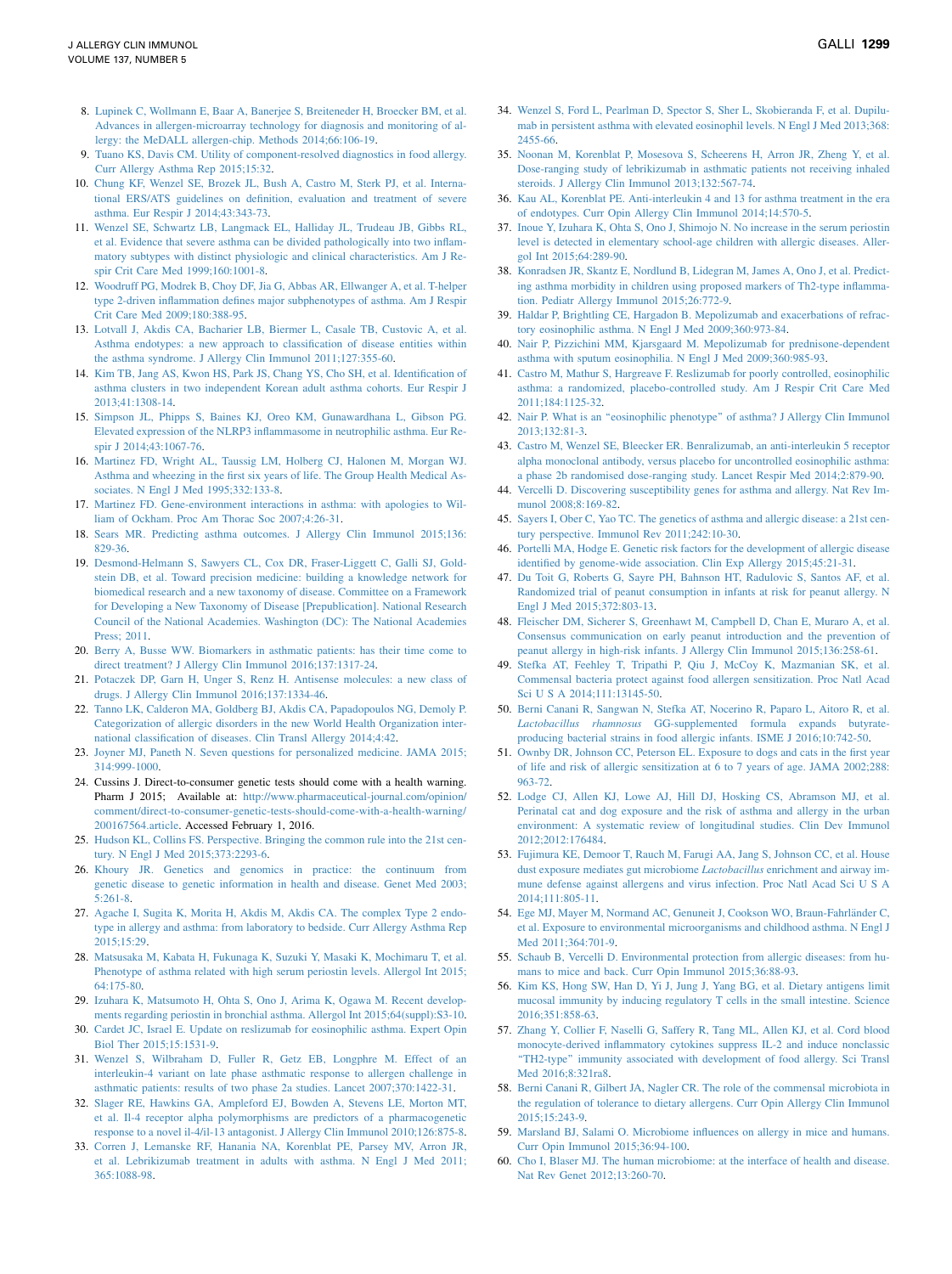8. Lupinek C, Wollmann E, Baar A, Banerjee S, Breiteneder H, Broecker BM, et al. Advances in allergen-microarray technology for diagnosis and monitoring of allergy: the MeDALL allergen-chip. Methods 2014;66:106-19.
9. Tuano KS, Davis CM. Utility of component-resolved diagnostics in food allergy. Curr Allergy Asthma Rep 2015;15:32.
10. Chung KF, Wenzel SE, Brozek JL, Bush A, Castro M, Sterk PJ, et al. International ERS/ATS guidelines on definition, evaluation and treatment of severe asthma. Eur Respir J 2014;43:343-73.
11. Wenzel SE, Schwartz LB, Langmack EL, Halliday JL, Trudeau JB, Gibbs RL, et al. Evidence that severe asthma can be divided pathologically into two inflammatory subtypes with distinct physiologic and clinical characteristics. Am J Respir Crit Care Med 1999;160:1001-8.
12. Woodruff PG, Modrek B, Choy DF, Jia G, Abbas AR, Ellwanger A, et al. T-helper type 2-driven inflammation defines major subphenotypes of asthma. Am J Respir Crit Care Med 2009;180:388-95.
13. Lotvall J, Akdis CA, Bacharier LB, Biermer L, Casale TB, Custovic A, et al. Asthma endotypes: a new approach to classification of disease entities within the asthma syndrome. J Allergy Clin Immunol 2011;127:355-60.
14. Kim TB, Jang AS, Kwon HS, Park JS, Chang YS, Cho SH, et al. Identification of asthma clusters in two independent Korean adult asthma cohorts. Eur Respir J 2013;41:1308-14.
15. Simpson JL, Phipps S, Baines KJ, Oreo KM, Gunawardhana L, Gibson PG. Elevated expression of the NLRP3 inflammasome in neutrophilic asthma. Eur Respir J 2014;43:1067-76.
16. Martinez FD, Wright AL, Taussig LM, Holberg CJ, Halonen M, Morgan WJ. Asthma and wheezing in the first six years of life. The Group Health Medical Associates. N Engl J Med 1995;332:133-8.
17. Martinez FD. Gene-environment interactions in asthma: with apologies to William of Ockham. Proc Am Thorac Soc 2007;4:26-31.
18. Sears MR. Predicting asthma outcomes. J Allergy Clin Immunol 2015;136:829-36.
19. Desmond-Helmann S, Sawyers CL, Cox DR, Fraser-Liggett C, Galli SJ, Goldstein DB, et al. Toward precision medicine: building a knowledge network for biomedical research and a new taxonomy of disease. Committee on a Framework for Developing a New Taxonomy of Disease [Prepublication]. National Research Council of the National Academies. Washington (DC): The National Academies Press; 2011.
20. Berry A, Busse WW. Biomarkers in asthmatic patients: has their time come to direct treatment? J Allergy Clin Immunol 2016;137:1317-24.
21. Potaczek DP, Garn H, Unger S, Renz H. Antisense molecules: a new class of drugs. J Allergy Clin Immunol 2016;137:1334-46.
22. Tanno LK, Calderon MA, Goldberg BJ, Akdis CA, Papadopoulos NG, Demoly P. Categorization of allergic disorders in the new World Health Organization international classification of diseases. Clin Transl Allergy 2014;4:42.
23. Joyner MJ, Paneth N. Seven questions for personalized medicine. JAMA 2015;314:999-1000.
24. Cussins J. Direct-to-consumer genetic tests should come with a health warning. Pharm J 2015; Available at: http://www.pharmaceutical-journal.com/opinion/comment/direct-to-consumer-genetic-tests-should-come-with-a-health-warning/200167564.article. Accessed February 1, 2016.
25. Hudson KL, Collins FS. Perspective. Bringing the common rule into the 21st century. N Engl J Med 2015;373:2293-6.
26. Khoury JR. Genetics and genomics in practice: the continuum from genetic disease to genetic information in health and disease. Genet Med 2003;5:261-8.
27. Agache I, Sugita K, Morita H, Akdis M, Akdis CA. The complex Type 2 endotype in allergy and asthma: from laboratory to bedside. Curr Allergy Asthma Rep 2015;15:29.
28. Matsusaka M, Kabata H, Fukunaga K, Suzuki Y, Masaki K, Mochimaru T, et al. Phenotype of asthma related with high serum periostin levels. Allergol Int 2015;64:175-80.
29. Izuhara K, Matsumoto H, Ohta S, Ono J, Arima K, Ogawa M. Recent developments regarding periostin in bronchial asthma. Allergol Int 2015;64(suppl):S3-10.
30. Cardet JC, Israel E. Update on reslizumab for eosinophilic asthma. Expert Opin Biol Ther 2015;15:1531-9.
31. Wenzel S, Wilbraham D, Fuller R, Getz EB, Longphre M. Effect of an interleukin-4 variant on late phase asthmatic response to allergen challenge in asthmatic patients: results of two phase 2a studies. Lancet 2007;370:1422-31.
32. Slager RE, Hawkins GA, Ampleford EJ, Bowden A, Stevens LE, Morton MT, et al. Il-4 receptor alpha polymorphisms are predictors of a pharmacogenetic response to a novel il-4/il-13 antagonist. J Allergy Clin Immunol 2010;126:875-8.
33. Corren J, Lemanske RF, Hanania NA, Korenblat PE, Parsey MV, Arron JR, et al. Lebrikizumab treatment in adults with asthma. N Engl J Med 2011;365:1088-98.
34. Wenzel S, Ford L, Pearlman D, Spector S, Sher L, Skobieranda F, et al. Dupilumab in persistent asthma with elevated eosinophil levels. N Engl J Med 2013;368:2455-66.
35. Noonan M, Korenblat P, Mosesova S, Scheerens H, Arron JR, Zheng Y, et al. Dose-ranging study of lebrikizumab in asthmatic patients not receiving inhaled steroids. J Allergy Clin Immunol 2013;132:567-74.
36. Kau AL, Korenblat PE. Anti-interleukin 4 and 13 for asthma treatment in the era of endotypes. Curr Opin Allergy Clin Immunol 2014;14:570-5.
37. Inoue Y, Izuhara K, Ohta S, Ono J, Shimojo N. No increase in the serum periostin level is detected in elementary school-age children with allergic diseases. Allergol Int 2015;64:289-90.
38. Konradsen JR, Skantz E, Nordlund B, Lidegran M, James A, Ono J, et al. Predicting asthma morbidity in children using proposed markers of Th2-type inflammation. Pediatr Allergy Immunol 2015;26:772-9.
39. Haldar P, Brightling CE, Hargadon B. Mepolizumab and exacerbations of refractory eosinophilic asthma. N Engl J Med 2009;360:973-84.
40. Nair P, Pizzichini MM, Kjarsgaard M. Mepolizumab for prednisone-dependent asthma with sputum eosinophilia. N Engl J Med 2009;360:985-93.
41. Castro M, Mathur S, Hargreave F. Reslizumab for poorly controlled, eosinophilic asthma: a randomized, placebo-controlled study. Am J Respir Crit Care Med 2011;184:1125-32.
42. Nair P. What is an "eosinophilic phenotype" of asthma? J Allergy Clin Immunol 2013;132:81-3.
43. Castro M, Wenzel SE, Bleecker ER. Benralizumab, an anti-interleukin 5 receptor alpha monoclonal antibody, versus placebo for uncontrolled eosinophilic asthma: a phase 2b randomised dose-ranging study. Lancet Respir Med 2014;2:879-90.
44. Vercelli D. Discovering susceptibility genes for asthma and allergy. Nat Rev Immunol 2008;8:169-82.
45. Sayers I, Ober C, Yao TC. The genetics of asthma and allergic disease: a 21st century perspective. Immunol Rev 2011;242:10-30.
46. Portelli MA, Hodge E. Genetic risk factors for the development of allergic disease identified by genome-wide association. Clin Exp Allergy 2015;45:21-31.
47. Du Toit G, Roberts G, Sayre PH, Bahnson HT, Radulovic S, Santos AF, et al. Randomized trial of peanut consumption in infants at risk for peanut allergy. N Engl J Med 2015;372:803-13.
48. Fleischer DM, Sicherer S, Greenhawt M, Campbell D, Chan E, Muraro A, et al. Consensus communication on early peanut introduction and the prevention of peanut allergy in high-risk infants. J Allergy Clin Immunol 2015;136:258-61.
49. Stefka AT, Feehley T, Tripathi P, Qiu J, McCoy K, Mazmanian SK, et al. Commensal bacteria protect against food allergen sensitization. Proc Natl Acad Sci U S A 2014;111:13145-50.
50. Berni Canani R, Sangwan N, Stefka AT, Nocerino R, Paparo L, Aitoro R, et al. *Lactobacillus rhamnosus* GG-supplemented formula expands butyrate-producing bacterial strains in food allergic infants. ISME J 2016;10:742-50.
51. Ownby DR, Johnson CC, Peterson EL. Exposure to dogs and cats in the first year of life and risk of allergic sensitization at 6 to 7 years of age. JAMA 2002;288:963-72.
52. Lodge CJ, Allen KJ, Lowe AJ, Hill DJ, Hosking CS, Abramson MJ, et al. Perinatal cat and dog exposure and the risk of asthma and allergy in the urban environment: A systematic review of longitudinal studies. Clin Dev Immunol 2012;2012:176484.
53. Fujimura KE, Demoor T, Rauch M, Farugi AA, Jang S, Johnson CC, et al. House dust exposure mediates gut microbiome *Lactobacillus* enrichment and airway immune defense against allergens and virus infection. Proc Natl Acad Sci U S A 2014;111:805-11.
54. Ege MJ, Mayer M, Normand AC, Genuneit J, Cookson WO, Braun-Fahrländer C, et al. Exposure to environmental microorganisms and childhood asthma. N Engl J Med 2011;364:701-9.
55. Schaub B, Vercelli D. Environmental protection from allergic diseases: from humans to mice and back. Curr Opin Immunol 2015;36:88-93.
56. Kim KS, Hong SW, Han D, Yi J, Jung J, Yang BG, et al. Dietary antigens limit mucosal immunity by inducing regulatory T cells in the small intestine. Science 2016;351:858-63.
57. Zhang Y, Collier F, Naselli G, Saffery R, Tang ML, Allen KJ, et al. Cord blood monocyte-derived inflammatory cytokines suppress IL-2 and induce nonclassic "TH2-type" immunity associated with development of food allergy. Sci Transl Med 2016;8:321ra8.
58. Berni Canani R, Gilbert JA, Nagler CR. The role of the commensal microbiota in the regulation of tolerance to dietary allergens. Curr Opin Allergy Clin Immunol 2015;15:243-9.
59. Marsland BJ, Salami O. Microbiome influences on allergy in mice and humans. Curr Opin Immunol 2015;36:94-100.
60. Cho I, Blaser MJ. The human microbiome: at the interface of health and disease. Nat Rev Genet 2012;13:260-70.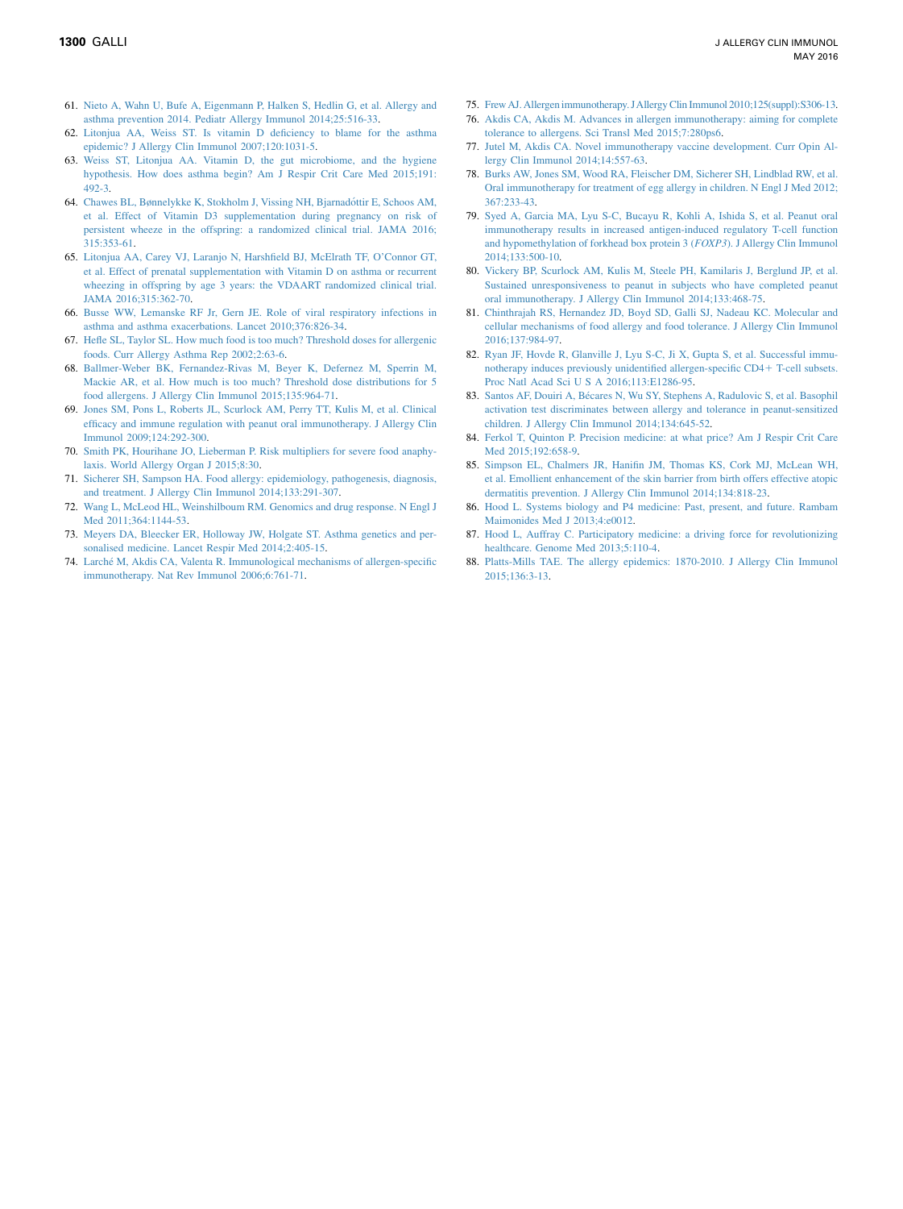61. Nieto A, Wahn U, Bufe A, Eigenmann P, Halken S, Hedlin G, et al. Allergy and asthma prevention 2014. Pediatr Allergy Immunol 2014;25:516-33.
62. Litonjua AA, Weiss ST. Is vitamin D deficiency to blame for the asthma epidemic? J Allergy Clin Immunol 2007;120:1031-5.
63. Weiss ST, Litonjua AA. Vitamin D, the gut microbiome, and the hygiene hypothesis. How does asthma begin? Am J Respir Crit Care Med 2015;191: 492-3.
64. Chawes BL, Bønnelykke K, Stokholm J, Vissing NH, Bjarnadóttir E, Schoos AM, et al. Effect of Vitamin D3 supplementation during pregnancy on risk of persistent wheeze in the offspring: a randomized clinical trial. JAMA 2016; 315:353-61.
65. Litonjua AA, Carey VJ, Laranjo N, Harshfield BJ, McElrath TF, O'Connor GT, et al. Effect of prenatal supplementation with Vitamin D on asthma or recurrent wheezing in offspring by age 3 years: the VDAART randomized clinical trial. JAMA 2016;315:362-70.
66. Busse WW, Lemanske RF Jr, Gern JE. Role of viral respiratory infections in asthma and asthma exacerbations. Lancet 2010;376:826-34.
67. Hefle SL, Taylor SL. How much food is too much? Threshold doses for allergenic foods. Curr Allergy Asthma Rep 2002;2:63-6.
68. Ballmer-Weber BK, Fernandez-Rivas M, Beyer K, Defernez M, Sperrin M, Mackie AR, et al. How much is too much? Threshold dose distributions for 5 food allergens. J Allergy Clin Immunol 2015;135:964-71.
69. Jones SM, Pons L, Roberts JL, Scurlock AM, Perry TT, Kulis M, et al. Clinical efficacy and immune regulation with peanut oral immunotherapy. J Allergy Clin Immunol 2009;124:292-300.
70. Smith PK, Hourihane JO, Lieberman P. Risk multipliers for severe food anaphylaxis. World Allergy Organ J 2015;8:30.
71. Sicherer SH, Sampson HA. Food allergy: epidemiology, pathogenesis, diagnosis, and treatment. J Allergy Clin Immunol 2014;133:291-307.
72. Wang L, McLeod HL, Weinshilboum RM. Genomics and drug response. N Engl J Med 2011;364:1144-53.
73. Meyers DA, Bleecker ER, Holloway JW, Holgate ST. Asthma genetics and personalised medicine. Lancet Respir Med 2014;2:405-15.
74. Larché M, Akdis CA, Valenta R. Immunological mechanisms of allergen-specific immunotherapy. Nat Rev Immunol 2006;6:761-71.
75. Frew AJ. Allergen immunotherapy. J Allergy Clin Immunol 2010;125(suppl):S306-13.
76. Akdis CA, Akdis M. Advances in allergen immunotherapy: aiming for complete tolerance to allergens. Sci Transl Med 2015;7:280ps6.
77. Jutel M, Akdis CA. Novel immunotherapy vaccine development. Curr Opin Allergy Clin Immunol 2014;14:557-63.
78. Burks AW, Jones SM, Wood RA, Fleischer DM, Sicherer SH, Lindblad RW, et al. Oral immunotherapy for treatment of egg allergy in children. N Engl J Med 2012; 367:233-43.
79. Syed A, Garcia MA, Lyu S-C, Bucayu R, Kohli A, Ishida S, et al. Peanut oral immunotherapy results in increased antigen-induced regulatory T-cell function and hypomethylation of forkhead box protein 3 (*FOXP3*). J Allergy Clin Immunol 2014;133:500-10.
80. Vickery BP, Scurlock AM, Kulis M, Steele PH, Kamilaris J, Berglund JP, et al. Sustained unresponsiveness to peanut in subjects who have completed peanut oral immunotherapy. J Allergy Clin Immunol 2014;133:468-75.
81. Chinthrajah RS, Hernandez JD, Boyd SD, Galli SJ, Nadeau KC. Molecular and cellular mechanisms of food allergy and food tolerance. J Allergy Clin Immunol 2016;137:984-97.
82. Ryan JF, Hovde R, Glanville J, Lyu S-C, Ji X, Gupta S, et al. Successful immunotherapy induces previously unidentified allergen-specific CD4+ T-cell subsets. Proc Natl Acad Sci U S A 2016;113:E1286-95.
83. Santos AF, Douiri A, Bécares N, Wu SY, Stephens A, Radulovic S, et al. Basophil activation test discriminates between allergy and tolerance in peanut-sensitized children. J Allergy Clin Immunol 2014;134:645-52.
84. Ferkol T, Quinton P. Precision medicine: at what price? Am J Respir Crit Care Med 2015;192:658-9.
85. Simpson EL, Chalmers JR, Hanifin JM, Thomas KS, Cork MJ, McLean WH, et al. Emollient enhancement of the skin barrier from birth offers effective atopic dermatitis prevention. J Allergy Clin Immunol 2014;134:818-23.
86. Hood L. Systems biology and P4 medicine: Past, present, and future. Rambam Maimonides Med J 2013;4:e0012.
87. Hood L, Auffray C. Participatory medicine: a driving force for revolutionizing healthcare. Genome Med 2013;5:110-4.
88. Platts-Mills TAE. The allergy epidemics: 1870-2010. J Allergy Clin Immunol 2015;136:3-13.